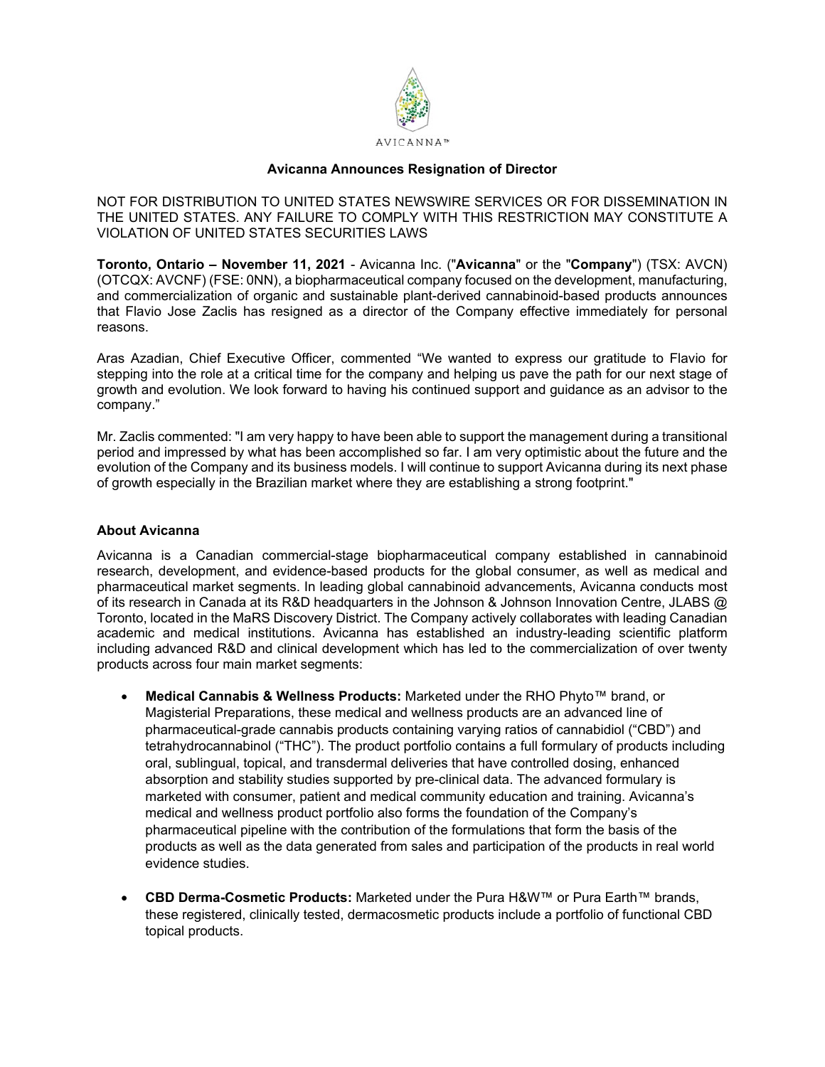# Avicanna Announces Resignation of Director

NOT FOR DISTRIBUTION TO UNITED STATES NEWSWIRE SERVICES OR FOR DISSEMINATION IN THE UNITED STATES. ANY FAILURE TO COMPLY WITH THIS RESTRICTION MAY CONSTITUTE A VIOLATION OF UNITED STATES SECURITIES LAWS

**Toronto, Ontario – November 11, 2021** - Avicanna Inc. ("**Avicanna**" or the "**Company**") (TSX: AVCN) (OTCQX: AVCNF) (FSE: 0NN), a biopharmaceutical company focused on the development, manufacturing, and commercialization of organic and sustainable plant-derived cannabinoid-based products announces that Flavio Jose Zaclis has resigned as a director of the Company effective immediately for personal reasons.

Aras Azadian, Chief Executive Officer, commented "We wanted to express our gratitude to Flavio for stepping into the role at a critical time for the company and helping us pave the path for our next stage of growth and evolution. We look forward to having his continued support and guidance as an advisor to the company."

Mr. Zaclis commented: "I am very happy to have been able to support the management during a transitional period and impressed by what has been accomplished so far. I am very optimistic about the future and the evolution of the Company and its business models. I will continue to support Avicanna during its next phase of growth especially in the Brazilian market where they are establishing a strong footprint."

## About Avicanna

Avicanna is a Canadian commercial-stage biopharmaceutical company established in cannabinoid research, development, and evidence-based products for the global consumer, as well as medical and pharmaceutical market segments. In leading global cannabinoid advancements, Avicanna conducts most of its research in Canada at its R&D headquarters in the Johnson & Johnson Innovation Centre, JLABS @ Toronto, located in the MaRS Discovery District. The Company actively collaborates with leading Canadian academic and medical institutions. Avicanna has established an industry-leading scientific platform including advanced R&D and clinical development which has led to the commercialization of over twenty products across four main market segments:

- **Medical Cannabis & Wellness Products:** Marketed under the RHO Phyto™ brand, or Magisterial Preparations, these medical and wellness products are an advanced line of pharmaceutical-grade cannabis products containing varying ratios of cannabidiol ("CBD") and tetrahydrocannabinol ("THC"). The product portfolio contains a full formulary of products including oral, sublingual, topical, and transdermal deliveries that have controlled dosing, enhanced absorption and stability studies supported by pre-clinical data. The advanced formulary is marketed with consumer, patient and medical community education and training. Avicanna's medical and wellness product portfolio also forms the foundation of the Company's pharmaceutical pipeline with the contribution of the formulations that form the basis of the products as well as the data generated from sales and participation of the products in real world evidence studies.

- **CBD Derma-Cosmetic Products:** Marketed under the Pura H&W™ or Pura Earth™ brands, these registered, clinically tested, dermacosmetic products include a portfolio of functional CBD topical products.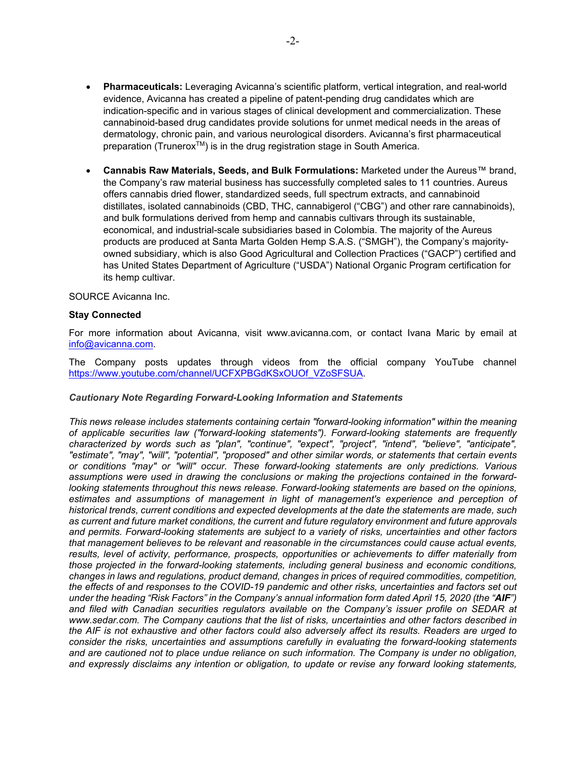- **Pharmaceuticals:** Leveraging Avicanna's scientific platform, vertical integration, and real-world evidence, Avicanna has created a pipeline of patent-pending drug candidates which are indication-specific and in various stages of clinical development and commercialization. These cannabinoid-based drug candidates provide solutions for unmet medical needs in the areas of dermatology, chronic pain, and various neurological disorders. Avicanna's first pharmaceutical preparation (Trunerox™) is in the drug registration stage in South America.

- **Cannabis Raw Materials, Seeds, and Bulk Formulations:** Marketed under the Aureus™ brand, the Company's raw material business has successfully completed sales to 11 countries. Aureus offers cannabis dried flower, standardized seeds, full spectrum extracts, and cannabinoid distillates, isolated cannabinoids (CBD, THC, cannabigerol ("CBG") and other rare cannabinoids), and bulk formulations derived from hemp and cannabis cultivars through its sustainable, economical, and industrial-scale subsidiaries based in Colombia. The majority of the Aureus products are produced at Santa Marta Golden Hemp S.A.S. ("SMGH"), the Company's majority-owned subsidiary, which is also Good Agricultural and Collection Practices ("GACP") certified and has United States Department of Agriculture ("USDA") National Organic Program certification for its hemp cultivar.

SOURCE Avicanna Inc.

**Stay Connected**

For more information about Avicanna, visit www.avicanna.com, or contact Ivana Maric by email at info@avicanna.com.

The Company posts updates through videos from the official company YouTube channel https://www.youtube.com/channel/UCFXPBGdKSxOUOf_VZoSFSUA.

***Cautionary Note Regarding Forward-Looking Information and Statements***

*This news release includes statements containing certain "forward-looking information" within the meaning of applicable securities law ("forward-looking statements"). Forward-looking statements are frequently characterized by words such as "plan", "continue", "expect", "project", "intend", "believe", "anticipate", "estimate", "may", "will", "potential", "proposed" and other similar words, or statements that certain events or conditions "may" or "will" occur. These forward-looking statements are only predictions. Various assumptions were used in drawing the conclusions or making the projections contained in the forward-looking statements throughout this news release. Forward-looking statements are based on the opinions, estimates and assumptions of management in light of management's experience and perception of historical trends, current conditions and expected developments at the date the statements are made, such as current and future market conditions, the current and future regulatory environment and future approvals and permits. Forward-looking statements are subject to a variety of risks, uncertainties and other factors that management believes to be relevant and reasonable in the circumstances could cause actual events, results, level of activity, performance, prospects, opportunities or achievements to differ materially from those projected in the forward-looking statements, including general business and economic conditions, changes in laws and regulations, product demand, changes in prices of required commodities, competition, the effects of and responses to the COVID-19 pandemic and other risks, uncertainties and factors set out under the heading "Risk Factors" in the Company's annual information form dated April 15, 2020 (the "**AIF**") and filed with Canadian securities regulators available on the Company's issuer profile on SEDAR at www.sedar.com. The Company cautions that the list of risks, uncertainties and other factors described in the AIF is not exhaustive and other factors could also adversely affect its results. Readers are urged to consider the risks, uncertainties and assumptions carefully in evaluating the forward-looking statements and are cautioned not to place undue reliance on such information. The Company is under no obligation, and expressly disclaims any intention or obligation, to update or revise any forward looking statements,*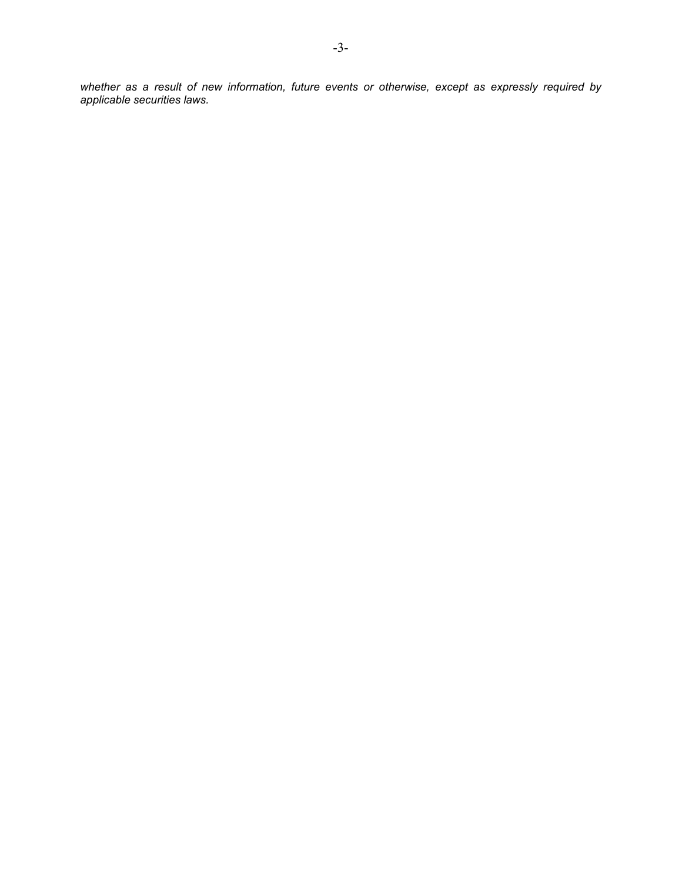*whether as a result of new information, future events or otherwise, except as expressly required by applicable securities laws.*